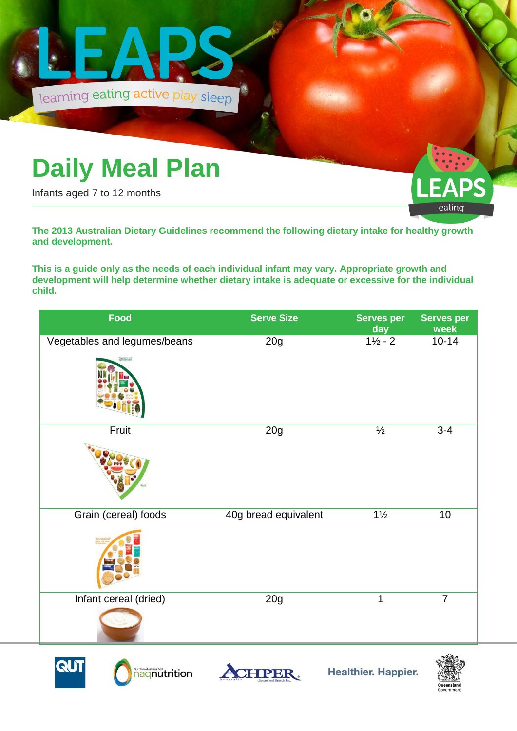# LEAPS

learning eating active play sleep

## Daily Meal Plan

Infants aged 7 to 12 months

**The 2013 Australian Dietary Guidelines recommend the following dietary intake for healthy growth and development.**

**This is a guide only as the needs of each individual infant may vary. Appropriate growth and development will help determine whether dietary intake is adequate or excessive for the individual child.**

| Food | Serve Size | Serves per day | Serves per week |
|---|---|---|---|
| Vegetables and legumes/beans | 20g | 1½ - 2 | 10-14 |
| Fruit | 20g | ½ | 3-4 |
| Grain (cereal) foods | 40g bread equivalent | 1½ | 10 |
| Infant cereal (dried) | 20g | 1 | 7 |

Healthier. Happier.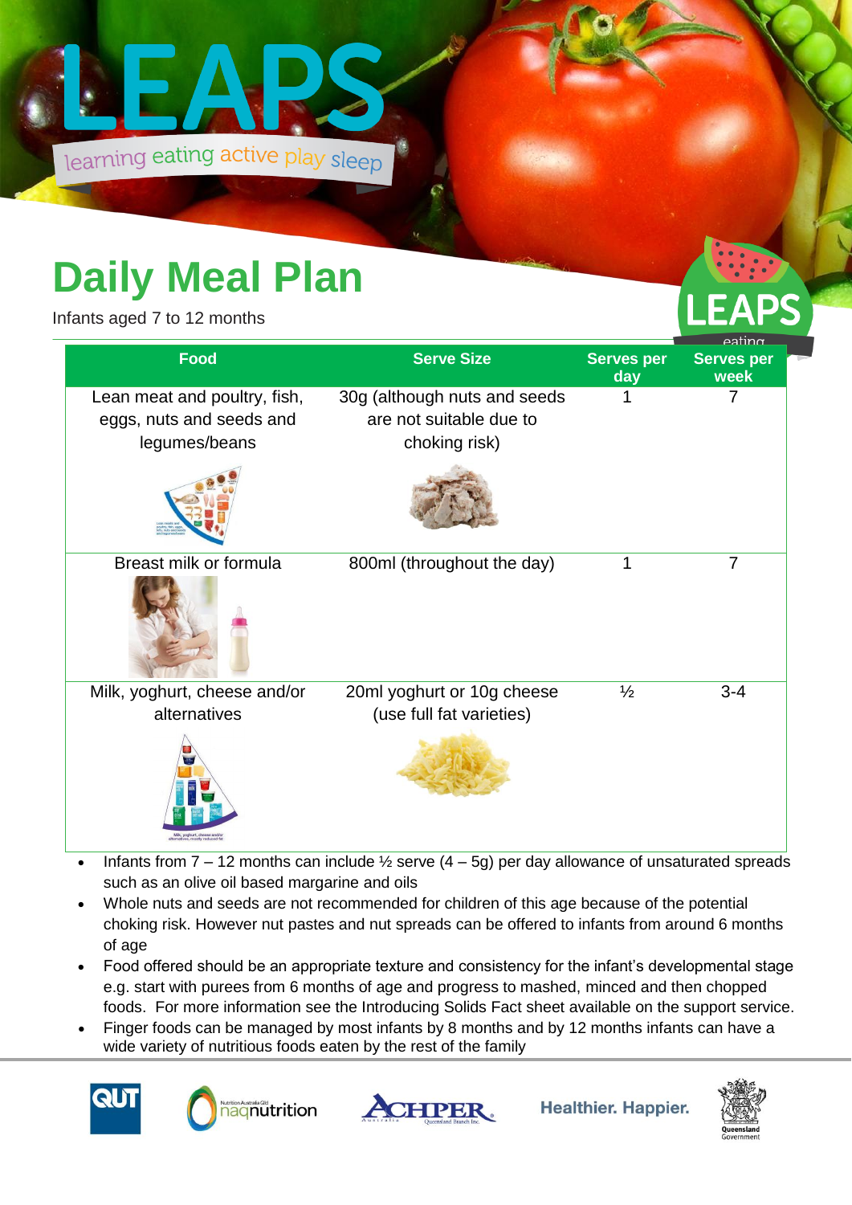# Daily Meal Plan

Infants aged 7 to 12 months

| Food | Serve Size | Serves per day | Serves per week |
|---|---|---|---|
| Lean meat and poultry, fish, eggs, nuts and seeds and legumes/beans | 30g (although nuts and seeds are not suitable due to choking risk) | 1 | 7 |
| Breast milk or formula | 800ml (throughout the day) | 1 | 7 |
| Milk, yoghurt, cheese and/or alternatives | 20ml yoghurt or 10g cheese (use full fat varieties) | ½ | 3-4 |

- Infants from 7 – 12 months can include ½ serve (4 – 5g) per day allowance of unsaturated spreads such as an olive oil based margarine and oils
- Whole nuts and seeds are not recommended for children of this age because of the potential choking risk. However nut pastes and nut spreads can be offered to infants from around 6 months of age
- Food offered should be an appropriate texture and consistency for the infant's developmental stage e.g. start with purees from 6 months of age and progress to mashed, minced and then chopped foods. For more information see the Introducing Solids Fact sheet available on the support service.
- Finger foods can be managed by most infants by 8 months and by 12 months infants can have a wide variety of nutritious foods eaten by the rest of the family

Healthier. Happier.